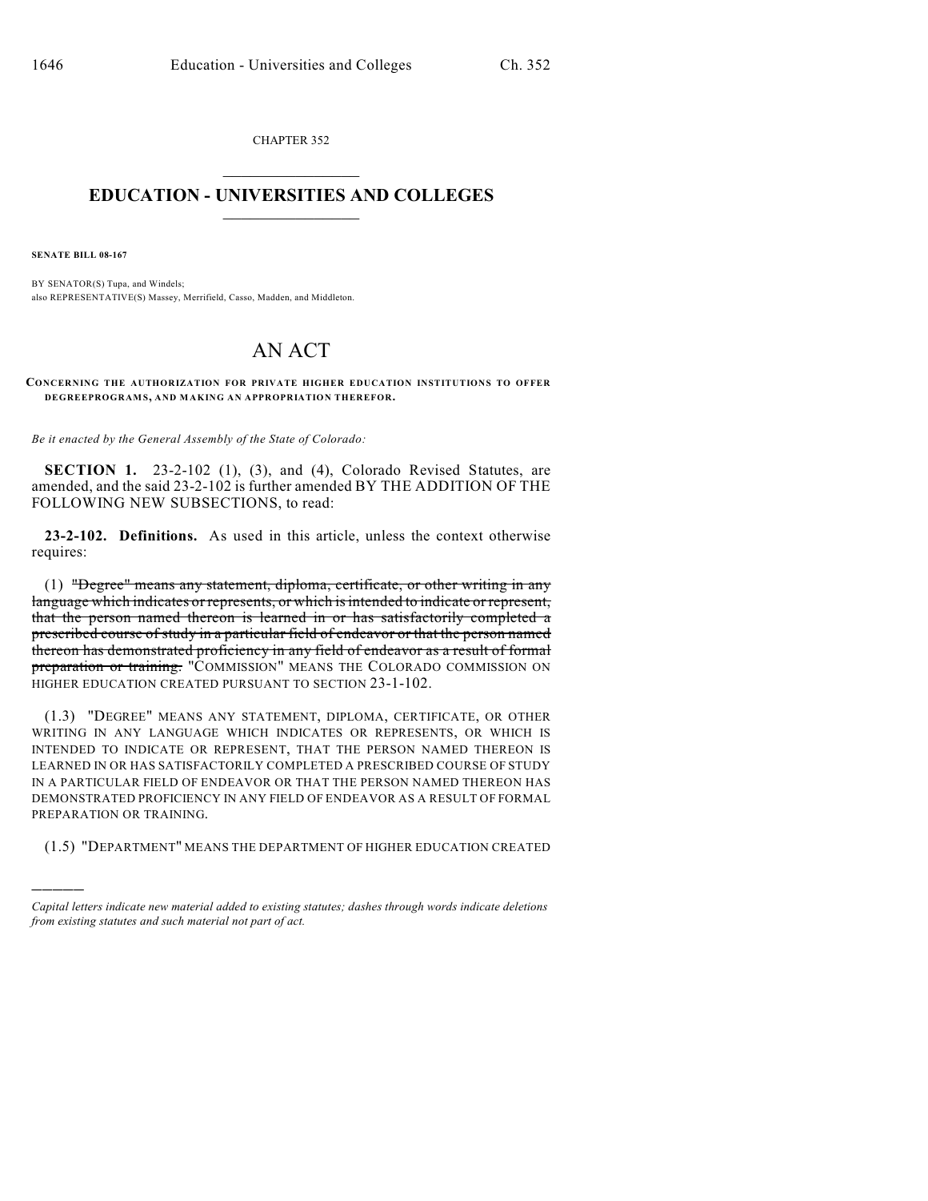CHAPTER 352

# EDUCATION - UNIVERSITIES AND COLLEGES

**SENATE BILL 08-167**

BY SENATOR(S) Tupa, and Windels;
also REPRESENTATIVE(S) Massey, Merrifield, Casso, Madden, and Middleton.

# AN ACT

**CONCERNING THE AUTHORIZATION FOR PRIVATE HIGHER EDUCATION INSTITUTIONS TO OFFER DEGREEPROGRAMS, AND MAKING AN APPROPRIATION THEREFOR.**

*Be it enacted by the General Assembly of the State of Colorado:*

**SECTION 1.** 23-2-102 (1), (3), and (4), Colorado Revised Statutes, are amended, and the said 23-2-102 is further amended BY THE ADDITION OF THE FOLLOWING NEW SUBSECTIONS, to read:

**23-2-102. Definitions.** As used in this article, unless the context otherwise requires:

(1) ~~"Degree" means any statement, diploma, certificate, or other writing in any language which indicates or represents, or which is intended to indicate or represent, that the person named thereon is learned in or has satisfactorily completed a prescribed course of study in a particular field of endeavor or that the person named thereon has demonstrated proficiency in any field of endeavor as a result of formal preparation or training.~~ "COMMISSION" MEANS THE COLORADO COMMISSION ON HIGHER EDUCATION CREATED PURSUANT TO SECTION 23-1-102.

(1.3) "DEGREE" MEANS ANY STATEMENT, DIPLOMA, CERTIFICATE, OR OTHER WRITING IN ANY LANGUAGE WHICH INDICATES OR REPRESENTS, OR WHICH IS INTENDED TO INDICATE OR REPRESENT, THAT THE PERSON NAMED THEREON IS LEARNED IN OR HAS SATISFACTORILY COMPLETED A PRESCRIBED COURSE OF STUDY IN A PARTICULAR FIELD OF ENDEAVOR OR THAT THE PERSON NAMED THEREON HAS DEMONSTRATED PROFICIENCY IN ANY FIELD OF ENDEAVOR AS A RESULT OF FORMAL PREPARATION OR TRAINING.

(1.5) "DEPARTMENT" MEANS THE DEPARTMENT OF HIGHER EDUCATION CREATED

---

*Capital letters indicate new material added to existing statutes; dashes through words indicate deletions from existing statutes and such material not part of act.*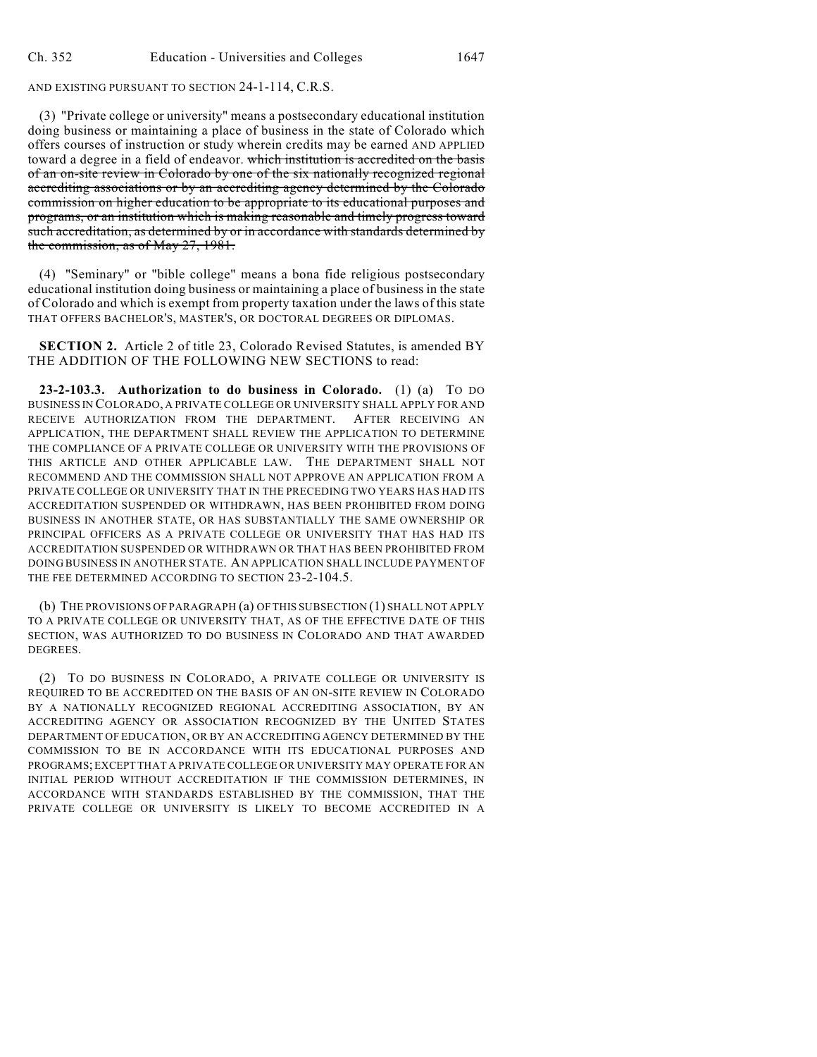AND EXISTING PURSUANT TO SECTION 24-1-114, C.R.S.

(3) "Private college or university" means a postsecondary educational institution doing business or maintaining a place of business in the state of Colorado which offers courses of instruction or study wherein credits may be earned AND APPLIED toward a degree in a field of endeavor. ~~which institution is accredited on the basis of an on-site review in Colorado by one of the six nationally recognized regional accrediting associations or by an accrediting agency determined by the Colorado commission on higher education to be appropriate to its educational purposes and programs, or an institution which is making reasonable and timely progress toward such accreditation, as determined by or in accordance with standards determined by the commission, as of May 27, 1981.~~

(4) "Seminary" or "bible college" means a bona fide religious postsecondary educational institution doing business or maintaining a place of business in the state of Colorado and which is exempt from property taxation under the laws of this state THAT OFFERS BACHELOR'S, MASTER'S, OR DOCTORAL DEGREES OR DIPLOMAS.

**SECTION 2.** Article 2 of title 23, Colorado Revised Statutes, is amended BY THE ADDITION OF THE FOLLOWING NEW SECTIONS to read:

**23-2-103.3. Authorization to do business in Colorado.** (1) (a) TO DO BUSINESS IN COLORADO, A PRIVATE COLLEGE OR UNIVERSITY SHALL APPLY FOR AND RECEIVE AUTHORIZATION FROM THE DEPARTMENT. AFTER RECEIVING AN APPLICATION, THE DEPARTMENT SHALL REVIEW THE APPLICATION TO DETERMINE THE COMPLIANCE OF A PRIVATE COLLEGE OR UNIVERSITY WITH THE PROVISIONS OF THIS ARTICLE AND OTHER APPLICABLE LAW. THE DEPARTMENT SHALL NOT RECOMMEND AND THE COMMISSION SHALL NOT APPROVE AN APPLICATION FROM A PRIVATE COLLEGE OR UNIVERSITY THAT IN THE PRECEDING TWO YEARS HAS HAD ITS ACCREDITATION SUSPENDED OR WITHDRAWN, HAS BEEN PROHIBITED FROM DOING BUSINESS IN ANOTHER STATE, OR HAS SUBSTANTIALLY THE SAME OWNERSHIP OR PRINCIPAL OFFICERS AS A PRIVATE COLLEGE OR UNIVERSITY THAT HAS HAD ITS ACCREDITATION SUSPENDED OR WITHDRAWN OR THAT HAS BEEN PROHIBITED FROM DOING BUSINESS IN ANOTHER STATE. AN APPLICATION SHALL INCLUDE PAYMENT OF THE FEE DETERMINED ACCORDING TO SECTION 23-2-104.5.

(b) THE PROVISIONS OF PARAGRAPH (a) OF THIS SUBSECTION (1) SHALL NOT APPLY TO A PRIVATE COLLEGE OR UNIVERSITY THAT, AS OF THE EFFECTIVE DATE OF THIS SECTION, WAS AUTHORIZED TO DO BUSINESS IN COLORADO AND THAT AWARDED DEGREES.

(2) TO DO BUSINESS IN COLORADO, A PRIVATE COLLEGE OR UNIVERSITY IS REQUIRED TO BE ACCREDITED ON THE BASIS OF AN ON-SITE REVIEW IN COLORADO BY A NATIONALLY RECOGNIZED REGIONAL ACCREDITING ASSOCIATION, BY AN ACCREDITING AGENCY OR ASSOCIATION RECOGNIZED BY THE UNITED STATES DEPARTMENT OF EDUCATION, OR BY AN ACCREDITING AGENCY DETERMINED BY THE COMMISSION TO BE IN ACCORDANCE WITH ITS EDUCATIONAL PURPOSES AND PROGRAMS; EXCEPT THAT A PRIVATE COLLEGE OR UNIVERSITY MAY OPERATE FOR AN INITIAL PERIOD WITHOUT ACCREDITATION IF THE COMMISSION DETERMINES, IN ACCORDANCE WITH STANDARDS ESTABLISHED BY THE COMMISSION, THAT THE PRIVATE COLLEGE OR UNIVERSITY IS LIKELY TO BECOME ACCREDITED IN A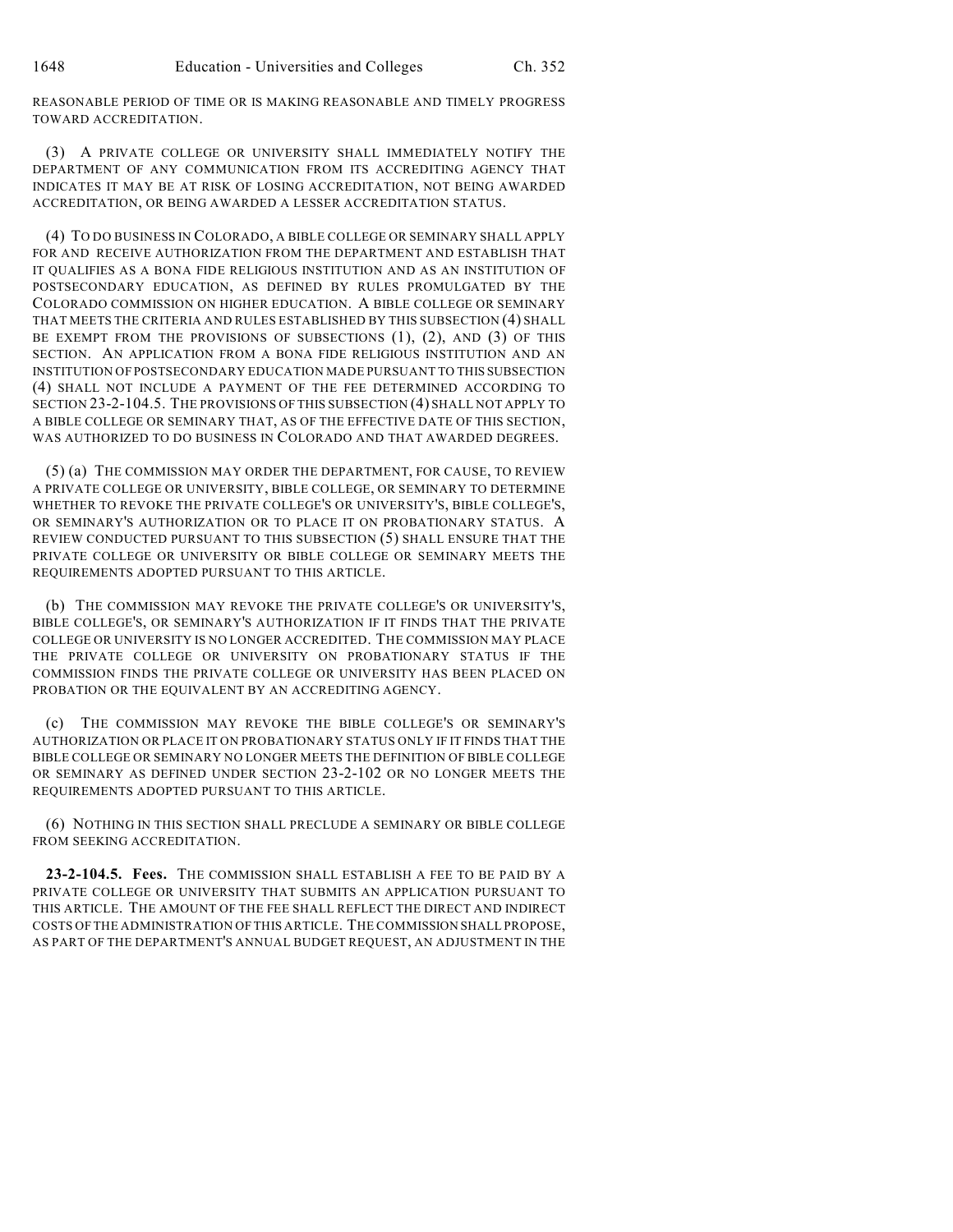REASONABLE PERIOD OF TIME OR IS MAKING REASONABLE AND TIMELY PROGRESS TOWARD ACCREDITATION.

(3) A PRIVATE COLLEGE OR UNIVERSITY SHALL IMMEDIATELY NOTIFY THE DEPARTMENT OF ANY COMMUNICATION FROM ITS ACCREDITING AGENCY THAT INDICATES IT MAY BE AT RISK OF LOSING ACCREDITATION, NOT BEING AWARDED ACCREDITATION, OR BEING AWARDED A LESSER ACCREDITATION STATUS.

(4) TO DO BUSINESS IN COLORADO, A BIBLE COLLEGE OR SEMINARY SHALL APPLY FOR AND RECEIVE AUTHORIZATION FROM THE DEPARTMENT AND ESTABLISH THAT IT QUALIFIES AS A BONA FIDE RELIGIOUS INSTITUTION AND AS AN INSTITUTION OF POSTSECONDARY EDUCATION, AS DEFINED BY RULES PROMULGATED BY THE COLORADO COMMISSION ON HIGHER EDUCATION. A BIBLE COLLEGE OR SEMINARY THAT MEETS THE CRITERIA AND RULES ESTABLISHED BY THIS SUBSECTION (4) SHALL BE EXEMPT FROM THE PROVISIONS OF SUBSECTIONS (1), (2), AND (3) OF THIS SECTION. AN APPLICATION FROM A BONA FIDE RELIGIOUS INSTITUTION AND AN INSTITUTION OF POSTSECONDARY EDUCATION MADE PURSUANT TO THIS SUBSECTION (4) SHALL NOT INCLUDE A PAYMENT OF THE FEE DETERMINED ACCORDING TO SECTION 23-2-104.5. THE PROVISIONS OF THIS SUBSECTION (4) SHALL NOT APPLY TO A BIBLE COLLEGE OR SEMINARY THAT, AS OF THE EFFECTIVE DATE OF THIS SECTION, WAS AUTHORIZED TO DO BUSINESS IN COLORADO AND THAT AWARDED DEGREES.

(5) (a) THE COMMISSION MAY ORDER THE DEPARTMENT, FOR CAUSE, TO REVIEW A PRIVATE COLLEGE OR UNIVERSITY, BIBLE COLLEGE, OR SEMINARY TO DETERMINE WHETHER TO REVOKE THE PRIVATE COLLEGE'S OR UNIVERSITY'S, BIBLE COLLEGE'S, OR SEMINARY'S AUTHORIZATION OR TO PLACE IT ON PROBATIONARY STATUS. A REVIEW CONDUCTED PURSUANT TO THIS SUBSECTION (5) SHALL ENSURE THAT THE PRIVATE COLLEGE OR UNIVERSITY OR BIBLE COLLEGE OR SEMINARY MEETS THE REQUIREMENTS ADOPTED PURSUANT TO THIS ARTICLE.

(b) THE COMMISSION MAY REVOKE THE PRIVATE COLLEGE'S OR UNIVERSITY'S, BIBLE COLLEGE'S, OR SEMINARY'S AUTHORIZATION IF IT FINDS THAT THE PRIVATE COLLEGE OR UNIVERSITY IS NO LONGER ACCREDITED. THE COMMISSION MAY PLACE THE PRIVATE COLLEGE OR UNIVERSITY ON PROBATIONARY STATUS IF THE COMMISSION FINDS THE PRIVATE COLLEGE OR UNIVERSITY HAS BEEN PLACED ON PROBATION OR THE EQUIVALENT BY AN ACCREDITING AGENCY.

(c) THE COMMISSION MAY REVOKE THE BIBLE COLLEGE'S OR SEMINARY'S AUTHORIZATION OR PLACE IT ON PROBATIONARY STATUS ONLY IF IT FINDS THAT THE BIBLE COLLEGE OR SEMINARY NO LONGER MEETS THE DEFINITION OF BIBLE COLLEGE OR SEMINARY AS DEFINED UNDER SECTION 23-2-102 OR NO LONGER MEETS THE REQUIREMENTS ADOPTED PURSUANT TO THIS ARTICLE.

(6) NOTHING IN THIS SECTION SHALL PRECLUDE A SEMINARY OR BIBLE COLLEGE FROM SEEKING ACCREDITATION.

**23-2-104.5. Fees.** THE COMMISSION SHALL ESTABLISH A FEE TO BE PAID BY A PRIVATE COLLEGE OR UNIVERSITY THAT SUBMITS AN APPLICATION PURSUANT TO THIS ARTICLE. THE AMOUNT OF THE FEE SHALL REFLECT THE DIRECT AND INDIRECT COSTS OF THE ADMINISTRATION OF THIS ARTICLE. THE COMMISSION SHALL PROPOSE, AS PART OF THE DEPARTMENT'S ANNUAL BUDGET REQUEST, AN ADJUSTMENT IN THE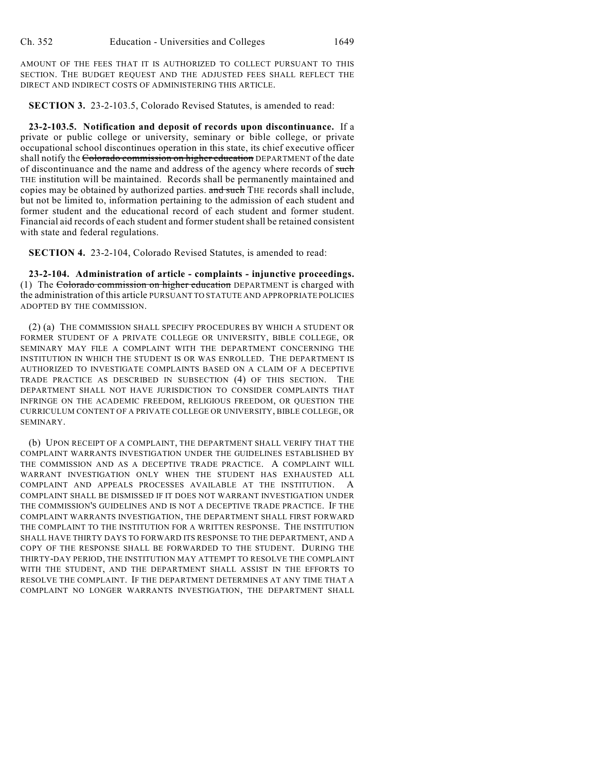AMOUNT OF THE FEES THAT IT IS AUTHORIZED TO COLLECT PURSUANT TO THIS SECTION. THE BUDGET REQUEST AND THE ADJUSTED FEES SHALL REFLECT THE DIRECT AND INDIRECT COSTS OF ADMINISTERING THIS ARTICLE.

**SECTION 3.** 23-2-103.5, Colorado Revised Statutes, is amended to read:

**23-2-103.5. Notification and deposit of records upon discontinuance.** If a private or public college or university, seminary or bible college, or private occupational school discontinues operation in this state, its chief executive officer shall notify the ~~Colorado commission on higher education~~ DEPARTMENT of the date of discontinuance and the name and address of the agency where records of ~~such~~ THE institution will be maintained. Records shall be permanently maintained and copies may be obtained by authorized parties. ~~and such~~ THE records shall include, but not be limited to, information pertaining to the admission of each student and former student and the educational record of each student and former student. Financial aid records of each student and former student shall be retained consistent with state and federal regulations.

**SECTION 4.** 23-2-104, Colorado Revised Statutes, is amended to read:

**23-2-104. Administration of article - complaints - injunctive proceedings.** (1) The ~~Colorado commission on higher education~~ DEPARTMENT is charged with the administration of this article PURSUANT TO STATUTE AND APPROPRIATE POLICIES ADOPTED BY THE COMMISSION.

(2) (a) THE COMMISSION SHALL SPECIFY PROCEDURES BY WHICH A STUDENT OR FORMER STUDENT OF A PRIVATE COLLEGE OR UNIVERSITY, BIBLE COLLEGE, OR SEMINARY MAY FILE A COMPLAINT WITH THE DEPARTMENT CONCERNING THE INSTITUTION IN WHICH THE STUDENT IS OR WAS ENROLLED. THE DEPARTMENT IS AUTHORIZED TO INVESTIGATE COMPLAINTS BASED ON A CLAIM OF A DECEPTIVE TRADE PRACTICE AS DESCRIBED IN SUBSECTION (4) OF THIS SECTION. THE DEPARTMENT SHALL NOT HAVE JURISDICTION TO CONSIDER COMPLAINTS THAT INFRINGE ON THE ACADEMIC FREEDOM, RELIGIOUS FREEDOM, OR QUESTION THE CURRICULUM CONTENT OF A PRIVATE COLLEGE OR UNIVERSITY, BIBLE COLLEGE, OR SEMINARY.

(b) UPON RECEIPT OF A COMPLAINT, THE DEPARTMENT SHALL VERIFY THAT THE COMPLAINT WARRANTS INVESTIGATION UNDER THE GUIDELINES ESTABLISHED BY THE COMMISSION AND AS A DECEPTIVE TRADE PRACTICE. A COMPLAINT WILL WARRANT INVESTIGATION ONLY WHEN THE STUDENT HAS EXHAUSTED ALL COMPLAINT AND APPEALS PROCESSES AVAILABLE AT THE INSTITUTION. A COMPLAINT SHALL BE DISMISSED IF IT DOES NOT WARRANT INVESTIGATION UNDER THE COMMISSION'S GUIDELINES AND IS NOT A DECEPTIVE TRADE PRACTICE. IF THE COMPLAINT WARRANTS INVESTIGATION, THE DEPARTMENT SHALL FIRST FORWARD THE COMPLAINT TO THE INSTITUTION FOR A WRITTEN RESPONSE. THE INSTITUTION SHALL HAVE THIRTY DAYS TO FORWARD ITS RESPONSE TO THE DEPARTMENT, AND A COPY OF THE RESPONSE SHALL BE FORWARDED TO THE STUDENT. DURING THE THIRTY-DAY PERIOD, THE INSTITUTION MAY ATTEMPT TO RESOLVE THE COMPLAINT WITH THE STUDENT, AND THE DEPARTMENT SHALL ASSIST IN THE EFFORTS TO RESOLVE THE COMPLAINT. IF THE DEPARTMENT DETERMINES AT ANY TIME THAT A COMPLAINT NO LONGER WARRANTS INVESTIGATION, THE DEPARTMENT SHALL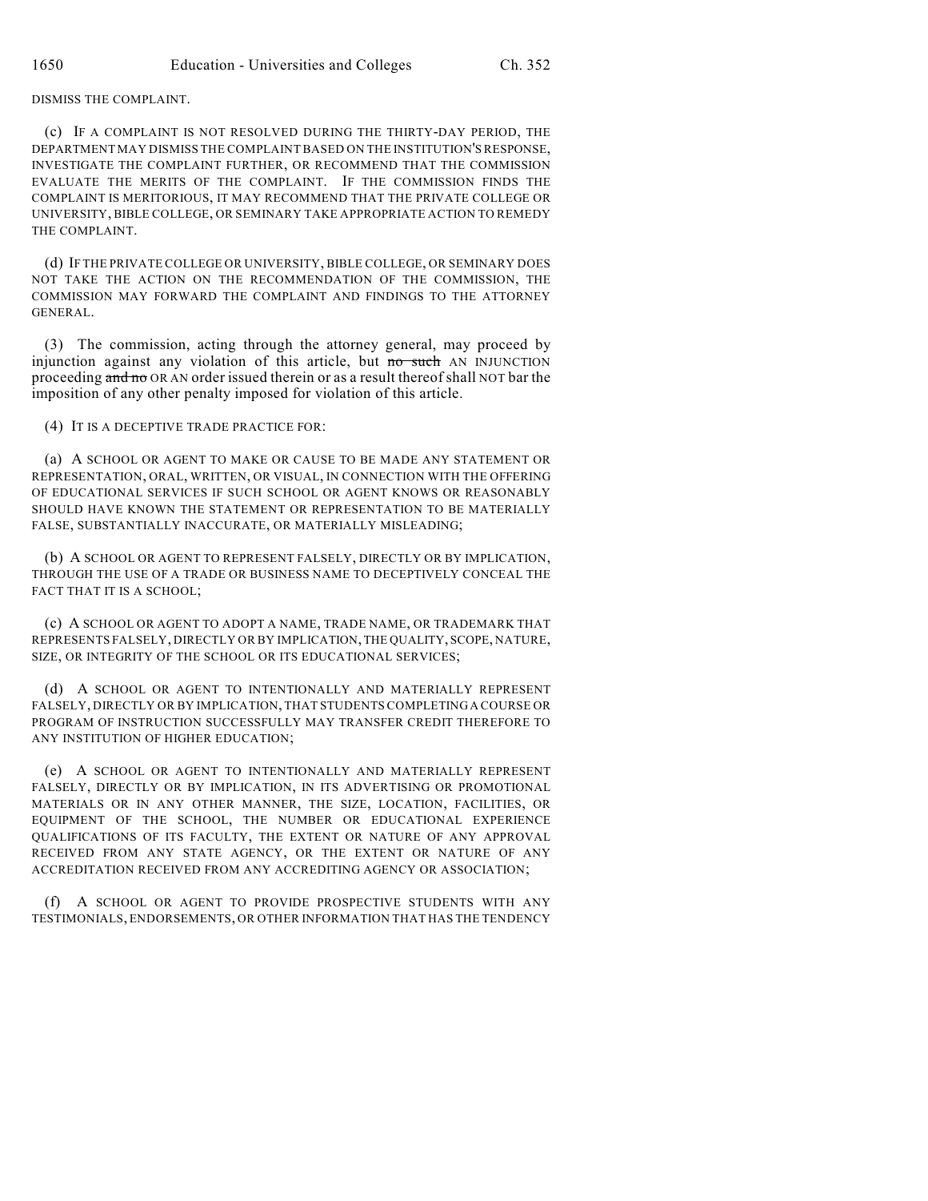DISMISS THE COMPLAINT.

(c) IF A COMPLAINT IS NOT RESOLVED DURING THE THIRTY-DAY PERIOD, THE DEPARTMENT MAY DISMISS THE COMPLAINT BASED ON THE INSTITUTION'S RESPONSE, INVESTIGATE THE COMPLAINT FURTHER, OR RECOMMEND THAT THE COMMISSION EVALUATE THE MERITS OF THE COMPLAINT. IF THE COMMISSION FINDS THE COMPLAINT IS MERITORIOUS, IT MAY RECOMMEND THAT THE PRIVATE COLLEGE OR UNIVERSITY, BIBLE COLLEGE, OR SEMINARY TAKE APPROPRIATE ACTION TO REMEDY THE COMPLAINT.

(d) IF THE PRIVATE COLLEGE OR UNIVERSITY, BIBLE COLLEGE, OR SEMINARY DOES NOT TAKE THE ACTION ON THE RECOMMENDATION OF THE COMMISSION, THE COMMISSION MAY FORWARD THE COMPLAINT AND FINDINGS TO THE ATTORNEY GENERAL.

(3) The commission, acting through the attorney general, may proceed by injunction against any violation of this article, but ~~no such~~ AN INJUNCTION proceeding ~~and no~~ OR AN order issued therein or as a result thereof shall NOT bar the imposition of any other penalty imposed for violation of this article.

(4) IT IS A DECEPTIVE TRADE PRACTICE FOR:

(a) A SCHOOL OR AGENT TO MAKE OR CAUSE TO BE MADE ANY STATEMENT OR REPRESENTATION, ORAL, WRITTEN, OR VISUAL, IN CONNECTION WITH THE OFFERING OF EDUCATIONAL SERVICES IF SUCH SCHOOL OR AGENT KNOWS OR REASONABLY SHOULD HAVE KNOWN THE STATEMENT OR REPRESENTATION TO BE MATERIALLY FALSE, SUBSTANTIALLY INACCURATE, OR MATERIALLY MISLEADING;

(b) A SCHOOL OR AGENT TO REPRESENT FALSELY, DIRECTLY OR BY IMPLICATION, THROUGH THE USE OF A TRADE OR BUSINESS NAME TO DECEPTIVELY CONCEAL THE FACT THAT IT IS A SCHOOL;

(c) A SCHOOL OR AGENT TO ADOPT A NAME, TRADE NAME, OR TRADEMARK THAT REPRESENTS FALSELY, DIRECTLY OR BY IMPLICATION, THE QUALITY, SCOPE, NATURE, SIZE, OR INTEGRITY OF THE SCHOOL OR ITS EDUCATIONAL SERVICES;

(d) A SCHOOL OR AGENT TO INTENTIONALLY AND MATERIALLY REPRESENT FALSELY, DIRECTLY OR BY IMPLICATION, THAT STUDENTS COMPLETING A COURSE OR PROGRAM OF INSTRUCTION SUCCESSFULLY MAY TRANSFER CREDIT THEREFORE TO ANY INSTITUTION OF HIGHER EDUCATION;

(e) A SCHOOL OR AGENT TO INTENTIONALLY AND MATERIALLY REPRESENT FALSELY, DIRECTLY OR BY IMPLICATION, IN ITS ADVERTISING OR PROMOTIONAL MATERIALS OR IN ANY OTHER MANNER, THE SIZE, LOCATION, FACILITIES, OR EQUIPMENT OF THE SCHOOL, THE NUMBER OR EDUCATIONAL EXPERIENCE QUALIFICATIONS OF ITS FACULTY, THE EXTENT OR NATURE OF ANY APPROVAL RECEIVED FROM ANY STATE AGENCY, OR THE EXTENT OR NATURE OF ANY ACCREDITATION RECEIVED FROM ANY ACCREDITING AGENCY OR ASSOCIATION;

(f) A SCHOOL OR AGENT TO PROVIDE PROSPECTIVE STUDENTS WITH ANY TESTIMONIALS, ENDORSEMENTS, OR OTHER INFORMATION THAT HAS THE TENDENCY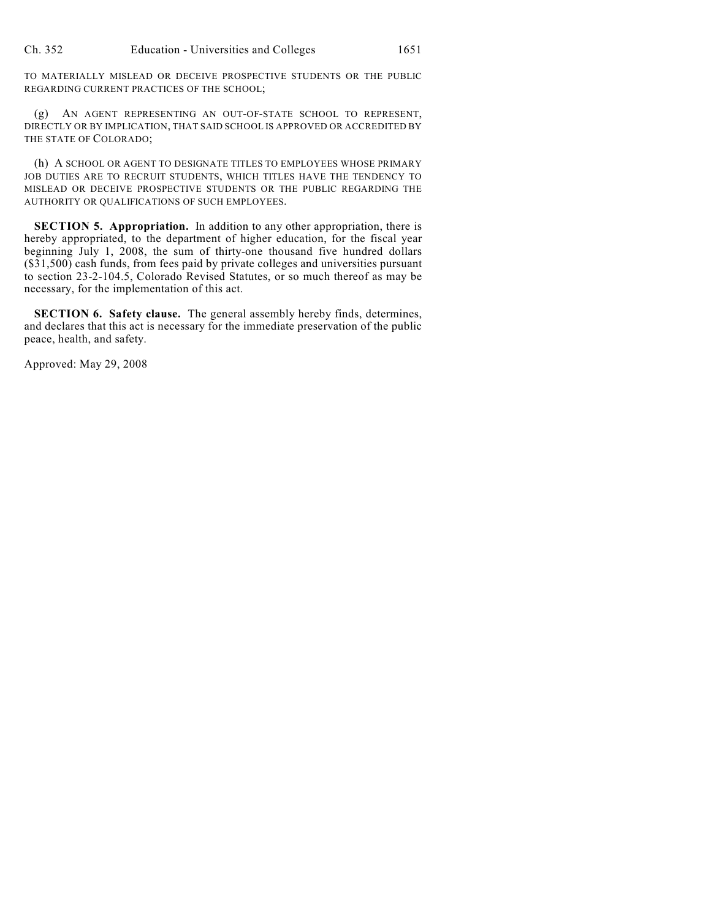TO MATERIALLY MISLEAD OR DECEIVE PROSPECTIVE STUDENTS OR THE PUBLIC REGARDING CURRENT PRACTICES OF THE SCHOOL;

(g) AN AGENT REPRESENTING AN OUT-OF-STATE SCHOOL TO REPRESENT, DIRECTLY OR BY IMPLICATION, THAT SAID SCHOOL IS APPROVED OR ACCREDITED BY THE STATE OF COLORADO;

(h) A SCHOOL OR AGENT TO DESIGNATE TITLES TO EMPLOYEES WHOSE PRIMARY JOB DUTIES ARE TO RECRUIT STUDENTS, WHICH TITLES HAVE THE TENDENCY TO MISLEAD OR DECEIVE PROSPECTIVE STUDENTS OR THE PUBLIC REGARDING THE AUTHORITY OR QUALIFICATIONS OF SUCH EMPLOYEES.

**SECTION 5. Appropriation.** In addition to any other appropriation, there is hereby appropriated, to the department of higher education, for the fiscal year beginning July 1, 2008, the sum of thirty-one thousand five hundred dollars ($31,500) cash funds, from fees paid by private colleges and universities pursuant to section 23-2-104.5, Colorado Revised Statutes, or so much thereof as may be necessary, for the implementation of this act.

**SECTION 6. Safety clause.** The general assembly hereby finds, determines, and declares that this act is necessary for the immediate preservation of the public peace, health, and safety.

Approved: May 29, 2008